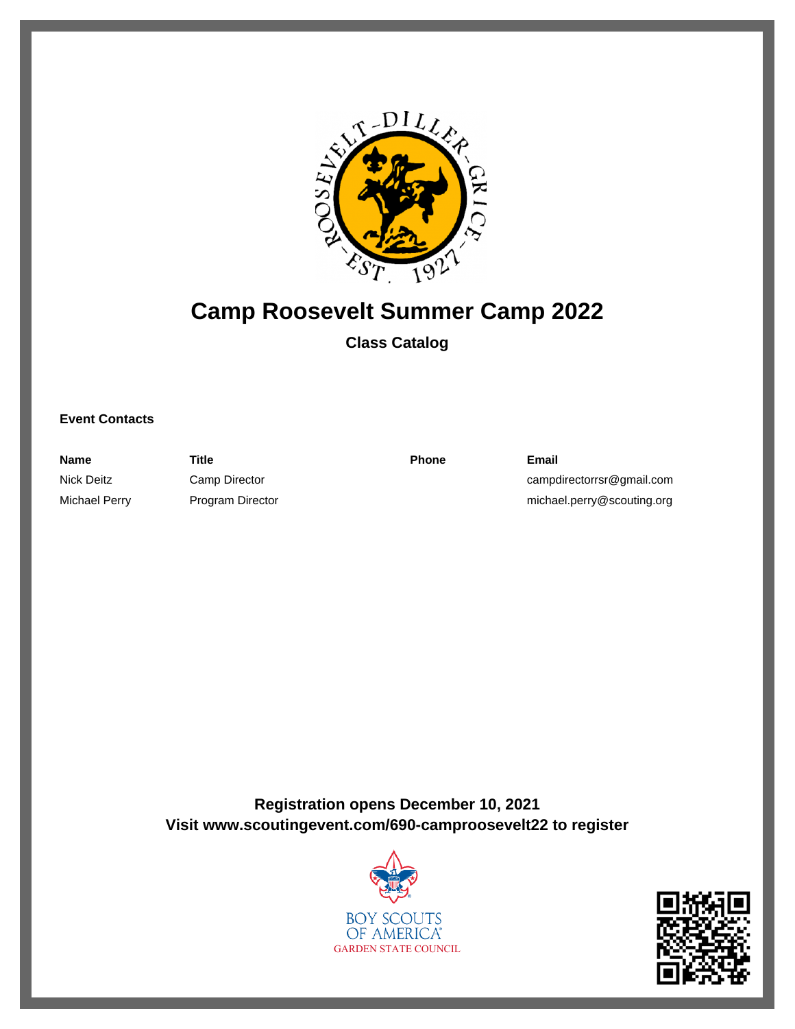# Camp Roosevelt Summer Camp 2022

**Class Catalog**

### Event Contacts

| Name | Title | Phone | Email |
|---|---|---|---|
| Nick Deitz | Camp Director | | campdirectorrsr@gmail.com |
| Michael Perry | Program Director | | michael.perry@scouting.org |

**Registration opens December 10, 2021**
**Visit www.scoutingevent.com/690-camproosevelt22 to register**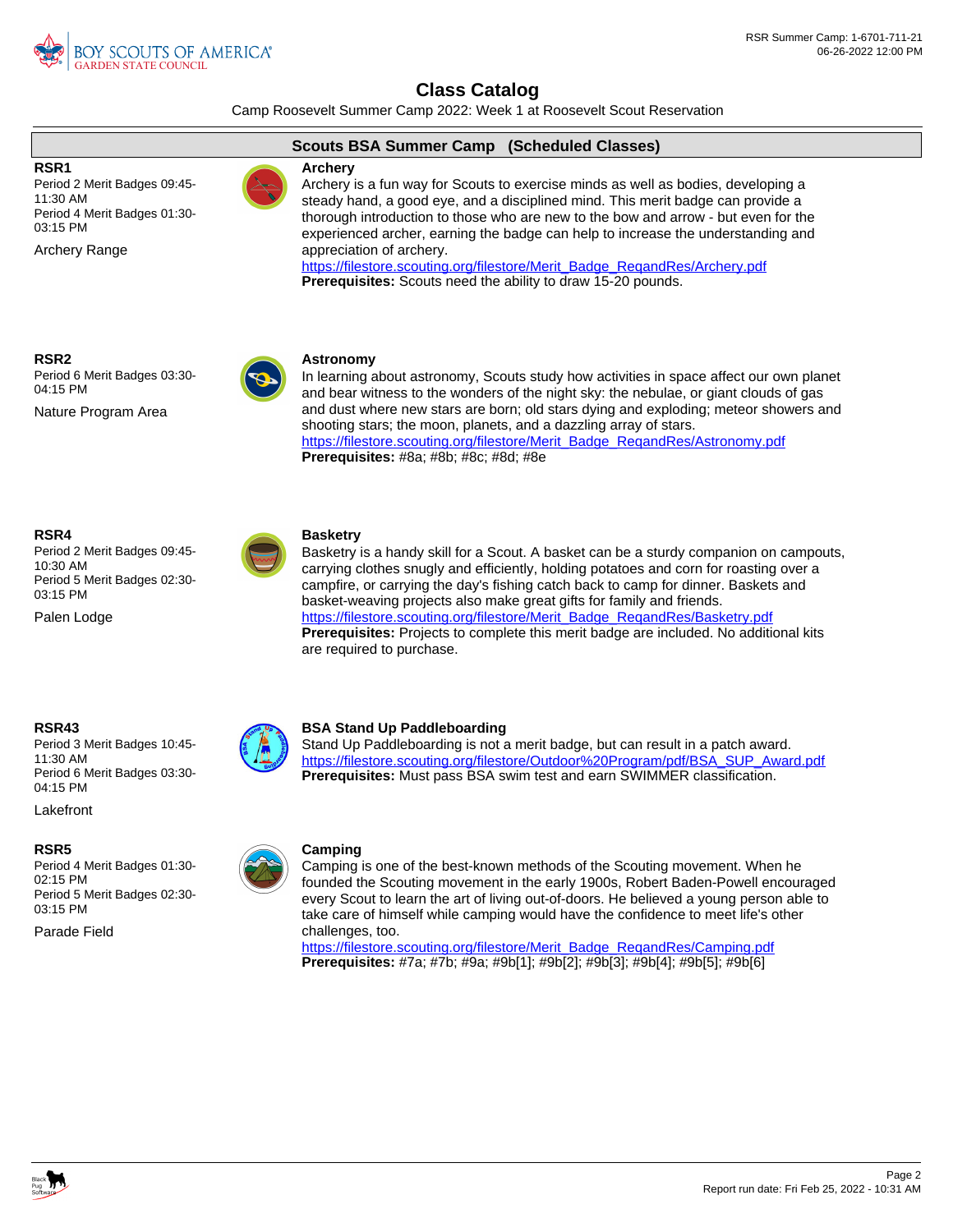# Class Catalog

Camp Roosevelt Summer Camp 2022: Week 1 at Roosevelt Scout Reservation

## Scouts BSA Summer Camp (Scheduled Classes)

**RSR1**
Period 2 Merit Badges 09:45-11:30 AM
Period 4 Merit Badges 01:30-03:15 PM

Archery Range

### Archery

Archery is a fun way for Scouts to exercise minds as well as bodies, developing a steady hand, a good eye, and a disciplined mind. This merit badge can provide a thorough introduction to those who are new to the bow and arrow - but even for the experienced archer, earning the badge can help to increase the understanding and appreciation of archery.
https://filestore.scouting.org/filestore/Merit_Badge_ReqandRes/Archery.pdf
**Prerequisites:** Scouts need the ability to draw 15-20 pounds.

**RSR2**
Period 6 Merit Badges 03:30-04:15 PM

Nature Program Area

### Astronomy

In learning about astronomy, Scouts study how activities in space affect our own planet and bear witness to the wonders of the night sky: the nebulae, or giant clouds of gas and dust where new stars are born; old stars dying and exploding; meteor showers and shooting stars; the moon, planets, and a dazzling array of stars.
https://filestore.scouting.org/filestore/Merit_Badge_ReqandRes/Astronomy.pdf
**Prerequisites:** #8a; #8b; #8c; #8d; #8e

**RSR4**
Period 2 Merit Badges 09:45-10:30 AM
Period 5 Merit Badges 02:30-03:15 PM

Palen Lodge

### Basketry

Basketry is a handy skill for a Scout. A basket can be a sturdy companion on campouts, carrying clothes snugly and efficiently, holding potatoes and corn for roasting over a campfire, or carrying the day's fishing catch back to camp for dinner. Baskets and basket-weaving projects also make great gifts for family and friends.
https://filestore.scouting.org/filestore/Merit_Badge_ReqandRes/Basketry.pdf
**Prerequisites:** Projects to complete this merit badge are included. No additional kits are required to purchase.

**RSR43**
Period 3 Merit Badges 10:45-11:30 AM
Period 6 Merit Badges 03:30-04:15 PM

Lakefront

### BSA Stand Up Paddleboarding

Stand Up Paddleboarding is not a merit badge, but can result in a patch award.
https://filestore.scouting.org/filestore/Outdoor%20Program/pdf/BSA_SUP_Award.pdf
**Prerequisites:** Must pass BSA swim test and earn SWIMMER classification.

**RSR5**
Period 4 Merit Badges 01:30-02:15 PM
Period 5 Merit Badges 02:30-03:15 PM

Parade Field

### Camping

Camping is one of the best-known methods of the Scouting movement. When he founded the Scouting movement in the early 1900s, Robert Baden-Powell encouraged every Scout to learn the art of living out-of-doors. He believed a young person able to take care of himself while camping would have the confidence to meet life's other challenges, too.
https://filestore.scouting.org/filestore/Merit_Badge_ReqandRes/Camping.pdf
**Prerequisites:** #7a; #7b; #9a; #9b[1]; #9b[2]; #9b[3]; #9b[4]; #9b[5]; #9b[6]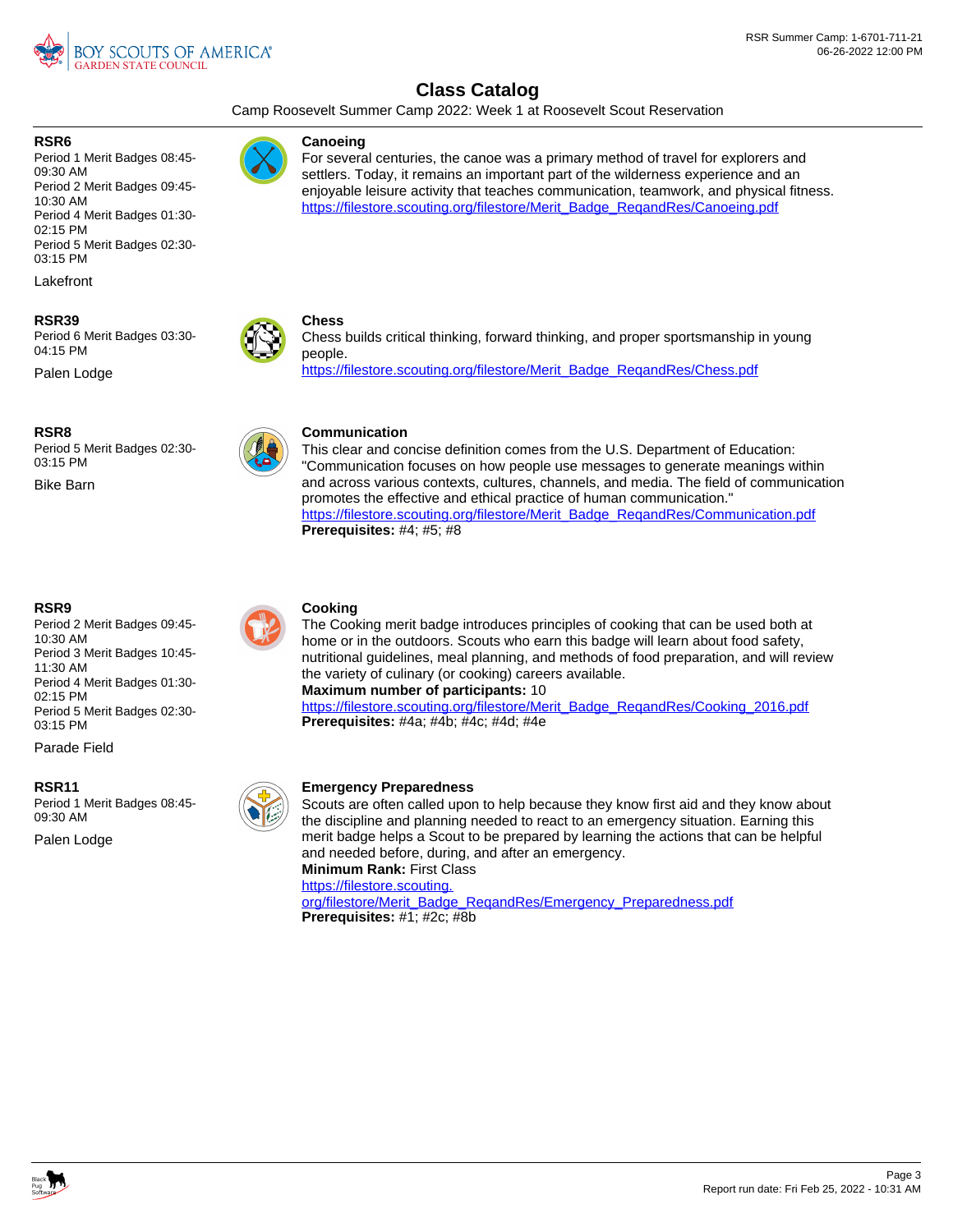# Class Catalog

Camp Roosevelt Summer Camp 2022: Week 1 at Roosevelt Scout Reservation

---

**RSR6**

Period 1 Merit Badges 08:45-09:30 AM
Period 2 Merit Badges 09:45-10:30 AM
Period 4 Merit Badges 01:30-02:15 PM
Period 5 Merit Badges 02:30-03:15 PM

Lakefront

### Canoeing

For several centuries, the canoe was a primary method of travel for explorers and settlers. Today, it remains an important part of the wilderness experience and an enjoyable leisure activity that teaches communication, teamwork, and physical fitness.
https://filestore.scouting.org/filestore/Merit_Badge_ReqandRes/Canoeing.pdf

---

**RSR39**

Period 6 Merit Badges 03:30-04:15 PM

Palen Lodge

### Chess

Chess builds critical thinking, forward thinking, and proper sportsmanship in young people.
https://filestore.scouting.org/filestore/Merit_Badge_ReqandRes/Chess.pdf

---

**RSR8**

Period 5 Merit Badges 02:30-03:15 PM

Bike Barn

### Communication

This clear and concise definition comes from the U.S. Department of Education: "Communication focuses on how people use messages to generate meanings within and across various contexts, cultures, channels, and media. The field of communication promotes the effective and ethical practice of human communication."
https://filestore.scouting.org/filestore/Merit_Badge_ReqandRes/Communication.pdf
**Prerequisites:** #4; #5; #8

---

**RSR9**

Period 2 Merit Badges 09:45-10:30 AM
Period 3 Merit Badges 10:45-11:30 AM
Period 4 Merit Badges 01:30-02:15 PM
Period 5 Merit Badges 02:30-03:15 PM

Parade Field

### Cooking

The Cooking merit badge introduces principles of cooking that can be used both at home or in the outdoors. Scouts who earn this badge will learn about food safety, nutritional guidelines, meal planning, and methods of food preparation, and will review the variety of culinary (or cooking) careers available.
**Maximum number of participants:** 10
https://filestore.scouting.org/filestore/Merit_Badge_ReqandRes/Cooking_2016.pdf
**Prerequisites:** #4a; #4b; #4c; #4d; #4e

---

**RSR11**

Period 1 Merit Badges 08:45-09:30 AM

Palen Lodge

### Emergency Preparedness

Scouts are often called upon to help because they know first aid and they know about the discipline and planning needed to react to an emergency situation. Earning this merit badge helps a Scout to be prepared by learning the actions that can be helpful and needed before, during, and after an emergency.
**Minimum Rank:** First Class
https://filestore.scouting.org/filestore/Merit_Badge_ReqandRes/Emergency_Preparedness.pdf
**Prerequisites:** #1; #2c; #8b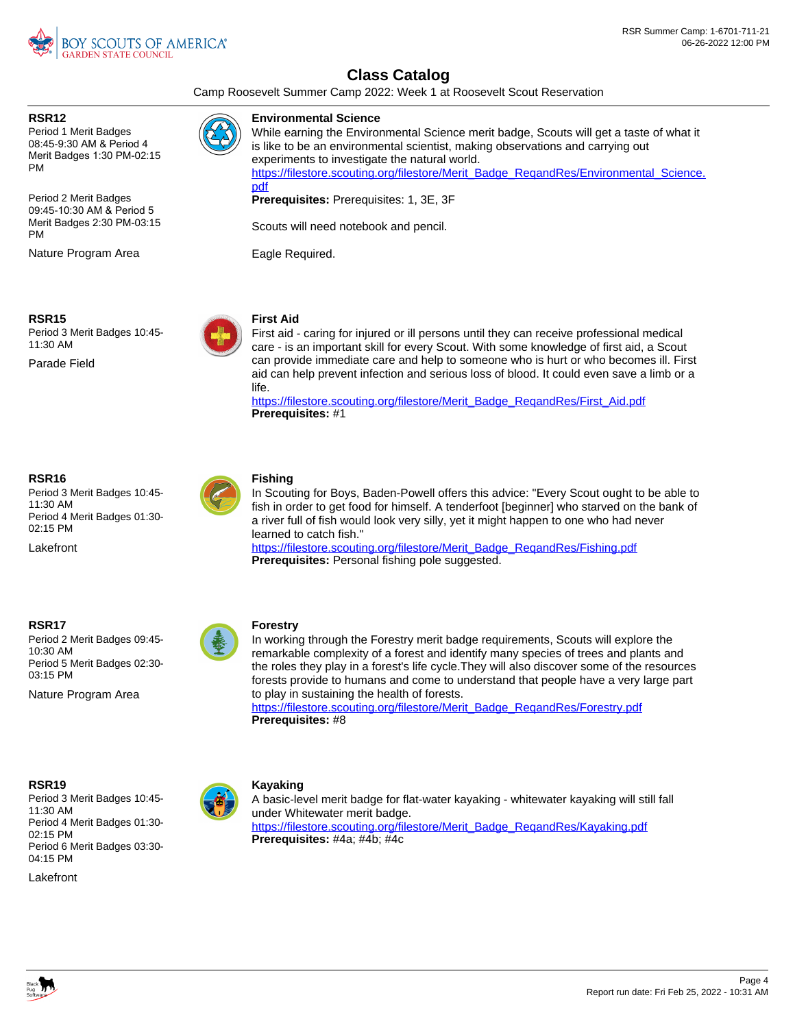# Class Catalog

Camp Roosevelt Summer Camp 2022: Week 1 at Roosevelt Scout Reservation

---

**RSR12**

Period 1 Merit Badges 08:45-9:30 AM & Period 4 Merit Badges 1:30 PM-02:15 PM

Period 2 Merit Badges 09:45-10:30 AM & Period 5 Merit Badges 2:30 PM-03:15 PM

Nature Program Area

### Environmental Science

While earning the Environmental Science merit badge, Scouts will get a taste of what it is like to be an environmental scientist, making observations and carrying out experiments to investigate the natural world.

https://filestore.scouting.org/filestore/Merit_Badge_ReqandRes/Environmental_Science.pdf

**Prerequisites:** Prerequisites: 1, 3E, 3F

Scouts will need notebook and pencil.

Eagle Required.

---

**RSR15**

Period 3 Merit Badges 10:45-11:30 AM

Parade Field

### First Aid

First aid - caring for injured or ill persons until they can receive professional medical care - is an important skill for every Scout. With some knowledge of first aid, a Scout can provide immediate care and help to someone who is hurt or who becomes ill. First aid can help prevent infection and serious loss of blood. It could even save a limb or a life.

https://filestore.scouting.org/filestore/Merit_Badge_ReqandRes/First_Aid.pdf

**Prerequisites:** #1

---

**RSR16**

Period 3 Merit Badges 10:45-11:30 AM

Period 4 Merit Badges 01:30-02:15 PM

Lakefront

### Fishing

In Scouting for Boys, Baden-Powell offers this advice: "Every Scout ought to be able to fish in order to get food for himself. A tenderfoot [beginner] who starved on the bank of a river full of fish would look very silly, yet it might happen to one who had never learned to catch fish."

https://filestore.scouting.org/filestore/Merit_Badge_ReqandRes/Fishing.pdf

**Prerequisites:** Personal fishing pole suggested.

---

**RSR17**

Period 2 Merit Badges 09:45-10:30 AM

Period 5 Merit Badges 02:30-03:15 PM

Nature Program Area

### Forestry

In working through the Forestry merit badge requirements, Scouts will explore the remarkable complexity of a forest and identify many species of trees and plants and the roles they play in a forest's life cycle.They will also discover some of the resources forests provide to humans and come to understand that people have a very large part to play in sustaining the health of forests.

https://filestore.scouting.org/filestore/Merit_Badge_ReqandRes/Forestry.pdf

**Prerequisites:** #8

---

**RSR19**

Period 3 Merit Badges 10:45-11:30 AM

Period 4 Merit Badges 01:30-02:15 PM

Period 6 Merit Badges 03:30-04:15 PM

Lakefront

### Kayaking

A basic-level merit badge for flat-water kayaking - whitewater kayaking will still fall under Whitewater merit badge.

https://filestore.scouting.org/filestore/Merit_Badge_ReqandRes/Kayaking.pdf

**Prerequisites:** #4a; #4b; #4c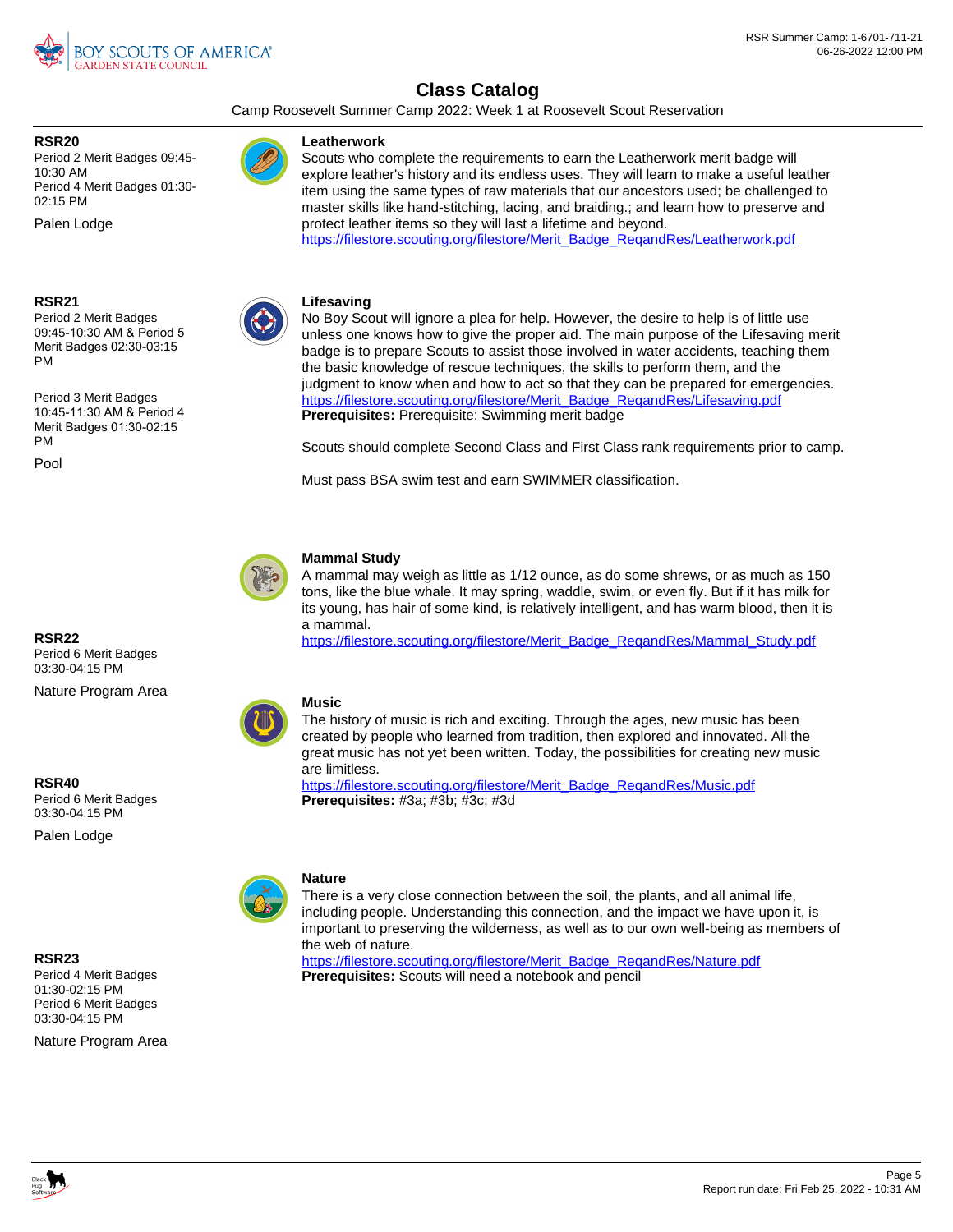# Class Catalog

Camp Roosevelt Summer Camp 2022: Week 1 at Roosevelt Scout Reservation

**RSR20**
Period 2 Merit Badges 09:45-10:30 AM
Period 4 Merit Badges 01:30-02:15 PM

Palen Lodge

### Leatherwork

Scouts who complete the requirements to earn the Leatherwork merit badge will explore leather's history and its endless uses. They will learn to make a useful leather item using the same types of raw materials that our ancestors used; be challenged to master skills like hand-stitching, lacing, and braiding.; and learn how to preserve and protect leather items so they will last a lifetime and beyond.
https://filestore.scouting.org/filestore/Merit_Badge_ReqandRes/Leatherwork.pdf

**RSR21**
Period 2 Merit Badges 09:45-10:30 AM & Period 5 Merit Badges 02:30-03:15 PM

Period 3 Merit Badges 10:45-11:30 AM & Period 4 Merit Badges 01:30-02:15 PM

Pool

### Lifesaving

No Boy Scout will ignore a plea for help. However, the desire to help is of little use unless one knows how to give the proper aid. The main purpose of the Lifesaving merit badge is to prepare Scouts to assist those involved in water accidents, teaching them the basic knowledge of rescue techniques, the skills to perform them, and the judgment to know when and how to act so that they can be prepared for emergencies.
https://filestore.scouting.org/filestore/Merit_Badge_ReqandRes/Lifesaving.pdf
**Prerequisites:** Prerequisite: Swimming merit badge

Scouts should complete Second Class and First Class rank requirements prior to camp.

Must pass BSA swim test and earn SWIMMER classification.

**RSR22**
Period 6 Merit Badges 03:30-04:15 PM

Nature Program Area

### Mammal Study

A mammal may weigh as little as 1/12 ounce, as do some shrews, or as much as 150 tons, like the blue whale. It may spring, waddle, swim, or even fly. But if it has milk for its young, has hair of some kind, is relatively intelligent, and has warm blood, then it is a mammal.
https://filestore.scouting.org/filestore/Merit_Badge_ReqandRes/Mammal_Study.pdf

**RSR40**
Period 6 Merit Badges 03:30-04:15 PM

Palen Lodge

### Music

The history of music is rich and exciting. Through the ages, new music has been created by people who learned from tradition, then explored and innovated. All the great music has not yet been written. Today, the possibilities for creating new music are limitless.
https://filestore.scouting.org/filestore/Merit_Badge_ReqandRes/Music.pdf
**Prerequisites:** #3a; #3b; #3c; #3d

**RSR23**
Period 4 Merit Badges 01:30-02:15 PM
Period 6 Merit Badges 03:30-04:15 PM

Nature Program Area

### Nature

There is a very close connection between the soil, the plants, and all animal life, including people. Understanding this connection, and the impact we have upon it, is important to preserving the wilderness, as well as to our own well-being as members of the web of nature.
https://filestore.scouting.org/filestore/Merit_Badge_ReqandRes/Nature.pdf
**Prerequisites:** Scouts will need a notebook and pencil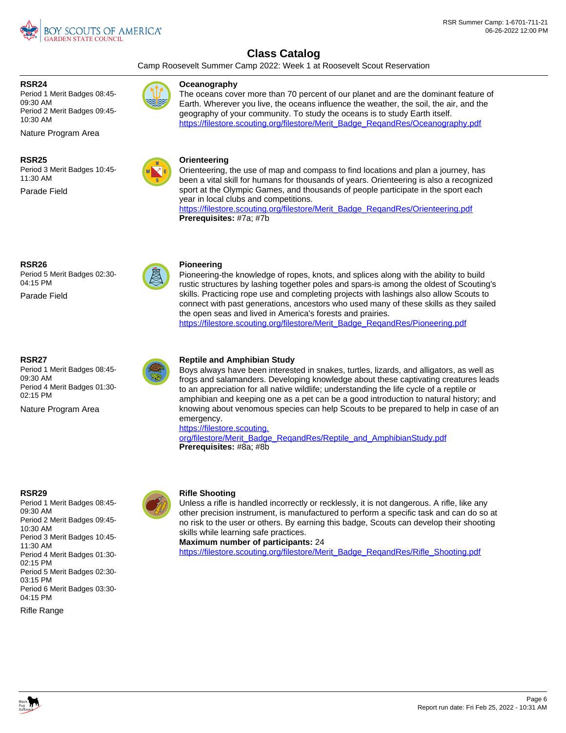# Class Catalog

Camp Roosevelt Summer Camp 2022: Week 1 at Roosevelt Scout Reservation

---

**RSR24**
Period 1 Merit Badges 08:45-09:30 AM
Period 2 Merit Badges 09:45-10:30 AM

Nature Program Area

### Oceanography

The oceans cover more than 70 percent of our planet and are the dominant feature of Earth. Wherever you live, the oceans influence the weather, the soil, the air, and the geography of your community. To study the oceans is to study Earth itself.
https://filestore.scouting.org/filestore/Merit_Badge_ReqandRes/Oceanography.pdf

---

**RSR25**
Period 3 Merit Badges 10:45-11:30 AM

Parade Field

### Orienteering

Orienteering, the use of map and compass to find locations and plan a journey, has been a vital skill for humans for thousands of years. Orienteering is also a recognized sport at the Olympic Games, and thousands of people participate in the sport each year in local clubs and competitions.
https://filestore.scouting.org/filestore/Merit_Badge_ReqandRes/Orienteering.pdf
**Prerequisites:** #7a; #7b

---

**RSR26**
Period 5 Merit Badges 02:30-04:15 PM

Parade Field

### Pioneering

Pioneering-the knowledge of ropes, knots, and splices along with the ability to build rustic structures by lashing together poles and spars-is among the oldest of Scouting's skills. Practicing rope use and completing projects with lashings also allow Scouts to connect with past generations, ancestors who used many of these skills as they sailed the open seas and lived in America's forests and prairies.
https://filestore.scouting.org/filestore/Merit_Badge_ReqandRes/Pioneering.pdf

---

**RSR27**
Period 1 Merit Badges 08:45-09:30 AM
Period 4 Merit Badges 01:30-02:15 PM

Nature Program Area

### Reptile and Amphibian Study

Boys always have been interested in snakes, turtles, lizards, and alligators, as well as frogs and salamanders. Developing knowledge about these captivating creatures leads to an appreciation for all native wildlife; understanding the life cycle of a reptile or amphibian and keeping one as a pet can be a good introduction to natural history; and knowing about venomous species can help Scouts to be prepared to help in case of an emergency.
https://filestore.scouting.org/filestore/Merit_Badge_ReqandRes/Reptile_and_AmphibianStudy.pdf
**Prerequisites:** #8a; #8b

---

**RSR29**
Period 1 Merit Badges 08:45-09:30 AM
Period 2 Merit Badges 09:45-10:30 AM
Period 3 Merit Badges 10:45-11:30 AM
Period 4 Merit Badges 01:30-02:15 PM
Period 5 Merit Badges 02:30-03:15 PM
Period 6 Merit Badges 03:30-04:15 PM

Rifle Range

### Rifle Shooting

Unless a rifle is handled incorrectly or recklessly, it is not dangerous. A rifle, like any other precision instrument, is manufactured to perform a specific task and can do so at no risk to the user or others. By earning this badge, Scouts can develop their shooting skills while learning safe practices.
**Maximum number of participants:** 24
https://filestore.scouting.org/filestore/Merit_Badge_ReqandRes/Rifle_Shooting.pdf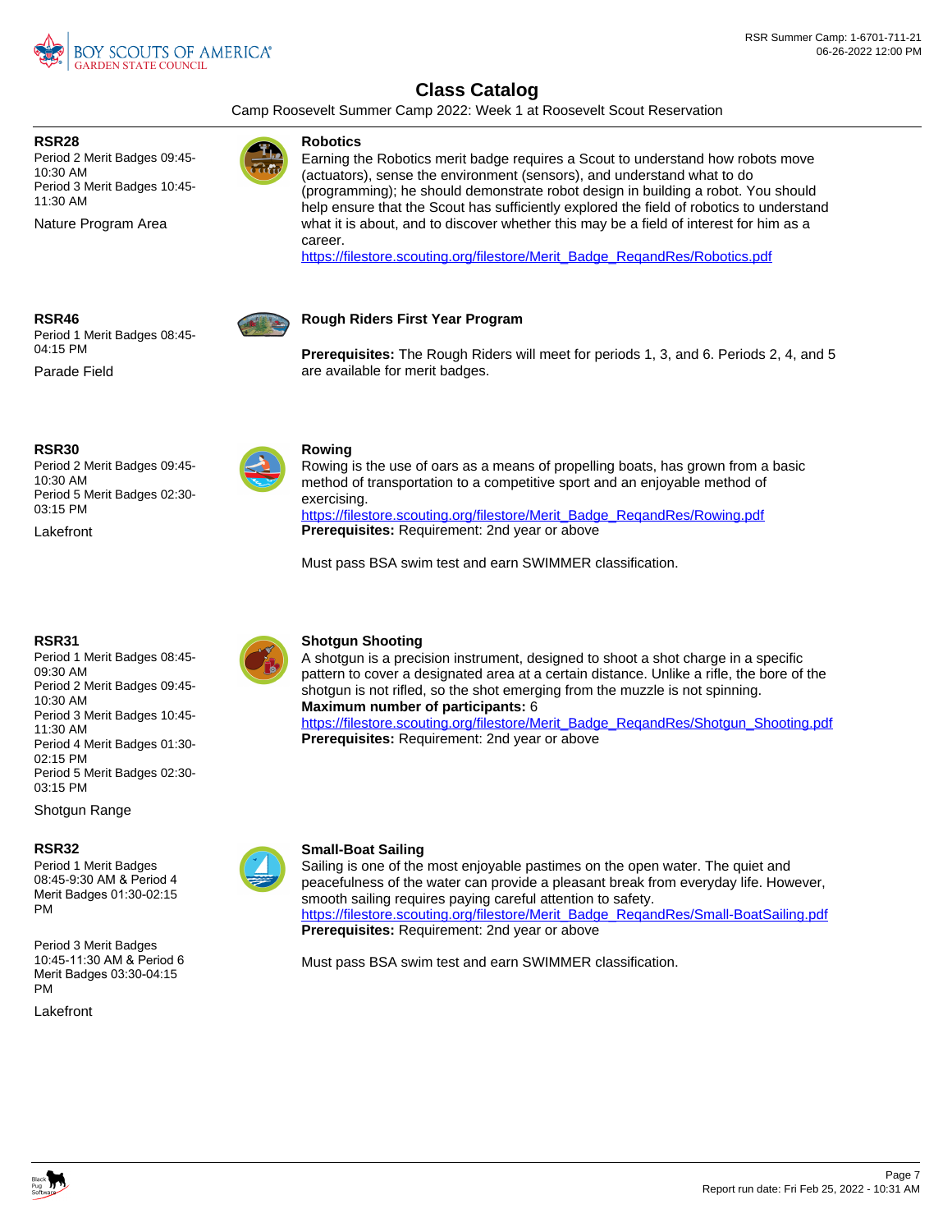# Class Catalog

Camp Roosevelt Summer Camp 2022: Week 1 at Roosevelt Scout Reservation

---

**RSR28**
Period 2 Merit Badges 09:45-10:30 AM
Period 3 Merit Badges 10:45-11:30 AM

Nature Program Area

### Robotics

Earning the Robotics merit badge requires a Scout to understand how robots move (actuators), sense the environment (sensors), and understand what to do (programming); he should demonstrate robot design in building a robot. You should help ensure that the Scout has sufficiently explored the field of robotics to understand what it is about, and to discover whether this may be a field of interest for him as a career.
https://filestore.scouting.org/filestore/Merit_Badge_ReqandRes/Robotics.pdf

---

**RSR46**
Period 1 Merit Badges 08:45-04:15 PM

Parade Field

### Rough Riders First Year Program

**Prerequisites:** The Rough Riders will meet for periods 1, 3, and 6. Periods 2, 4, and 5 are available for merit badges.

---

**RSR30**
Period 2 Merit Badges 09:45-10:30 AM
Period 5 Merit Badges 02:30-03:15 PM

Lakefront

### Rowing

Rowing is the use of oars as a means of propelling boats, has grown from a basic method of transportation to a competitive sport and an enjoyable method of exercising.
https://filestore.scouting.org/filestore/Merit_Badge_ReqandRes/Rowing.pdf
**Prerequisites:** Requirement: 2nd year or above

Must pass BSA swim test and earn SWIMMER classification.

---

**RSR31**
Period 1 Merit Badges 08:45-09:30 AM
Period 2 Merit Badges 09:45-10:30 AM
Period 3 Merit Badges 10:45-11:30 AM
Period 4 Merit Badges 01:30-02:15 PM
Period 5 Merit Badges 02:30-03:15 PM

Shotgun Range

### Shotgun Shooting

A shotgun is a precision instrument, designed to shoot a shot charge in a specific pattern to cover a designated area at a certain distance. Unlike a rifle, the bore of the shotgun is not rifled, so the shot emerging from the muzzle is not spinning.
**Maximum number of participants:** 6
https://filestore.scouting.org/filestore/Merit_Badge_ReqandRes/Shotgun_Shooting.pdf
**Prerequisites:** Requirement: 2nd year or above

---

**RSR32**
Period 1 Merit Badges 08:45-9:30 AM & Period 4 Merit Badges 01:30-02:15 PM

Period 3 Merit Badges 10:45-11:30 AM & Period 6 Merit Badges 03:30-04:15 PM

Lakefront

### Small-Boat Sailing

Sailing is one of the most enjoyable pastimes on the open water. The quiet and peacefulness of the water can provide a pleasant break from everyday life. However, smooth sailing requires paying careful attention to safety.
https://filestore.scouting.org/filestore/Merit_Badge_ReqandRes/Small-BoatSailing.pdf
**Prerequisites:** Requirement: 2nd year or above

Must pass BSA swim test and earn SWIMMER classification.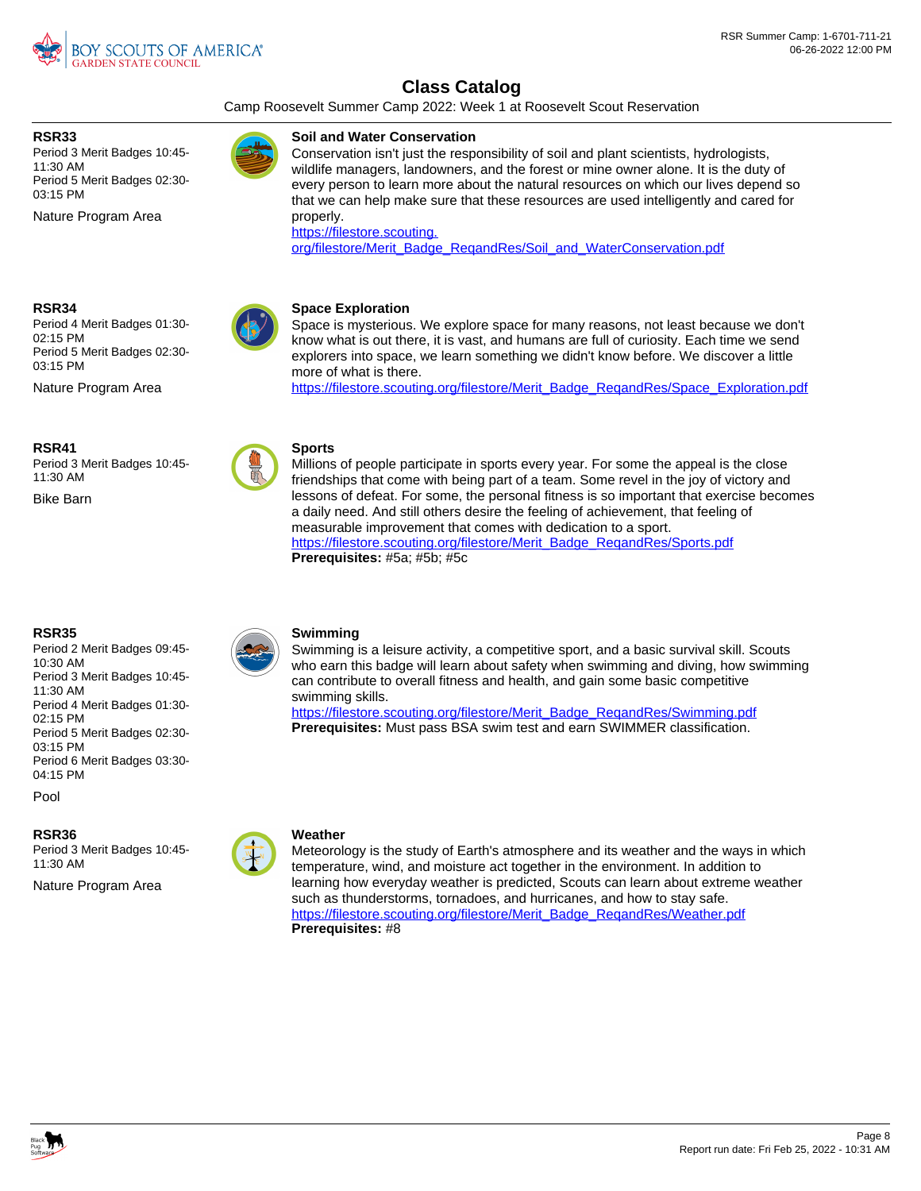# Class Catalog

Camp Roosevelt Summer Camp 2022: Week 1 at Roosevelt Scout Reservation

---

**RSR33**
Period 3 Merit Badges 10:45-11:30 AM
Period 5 Merit Badges 02:30-03:15 PM

Nature Program Area

### Soil and Water Conservation

Conservation isn't just the responsibility of soil and plant scientists, hydrologists, wildlife managers, landowners, and the forest or mine owner alone. It is the duty of every person to learn more about the natural resources on which our lives depend so that we can help make sure that these resources are used intelligently and cared for properly.
https://filestore.scouting.org/filestore/Merit_Badge_ReqandRes/Soil_and_WaterConservation.pdf

---

**RSR34**
Period 4 Merit Badges 01:30-02:15 PM
Period 5 Merit Badges 02:30-03:15 PM

Nature Program Area

### Space Exploration

Space is mysterious. We explore space for many reasons, not least because we don't know what is out there, it is vast, and humans are full of curiosity. Each time we send explorers into space, we learn something we didn't know before. We discover a little more of what is there.
https://filestore.scouting.org/filestore/Merit_Badge_ReqandRes/Space_Exploration.pdf

---

**RSR41**
Period 3 Merit Badges 10:45-11:30 AM

Bike Barn

### Sports

Millions of people participate in sports every year. For some the appeal is the close friendships that come with being part of a team. Some revel in the joy of victory and lessons of defeat. For some, the personal fitness is so important that exercise becomes a daily need. And still others desire the feeling of achievement, that feeling of measurable improvement that comes with dedication to a sport.
https://filestore.scouting.org/filestore/Merit_Badge_ReqandRes/Sports.pdf
**Prerequisites:** #5a; #5b; #5c

---

**RSR35**
Period 2 Merit Badges 09:45-10:30 AM
Period 3 Merit Badges 10:45-11:30 AM
Period 4 Merit Badges 01:30-02:15 PM
Period 5 Merit Badges 02:30-03:15 PM
Period 6 Merit Badges 03:30-04:15 PM

Pool

### Swimming

Swimming is a leisure activity, a competitive sport, and a basic survival skill. Scouts who earn this badge will learn about safety when swimming and diving, how swimming can contribute to overall fitness and health, and gain some basic competitive swimming skills.
https://filestore.scouting.org/filestore/Merit_Badge_ReqandRes/Swimming.pdf
**Prerequisites:** Must pass BSA swim test and earn SWIMMER classification.

---

**RSR36**
Period 3 Merit Badges 10:45-11:30 AM

Nature Program Area

### Weather

Meteorology is the study of Earth's atmosphere and its weather and the ways in which temperature, wind, and moisture act together in the environment. In addition to learning how everyday weather is predicted, Scouts can learn about extreme weather such as thunderstorms, tornadoes, and hurricanes, and how to stay safe.
https://filestore.scouting.org/filestore/Merit_Badge_ReqandRes/Weather.pdf
**Prerequisites:** #8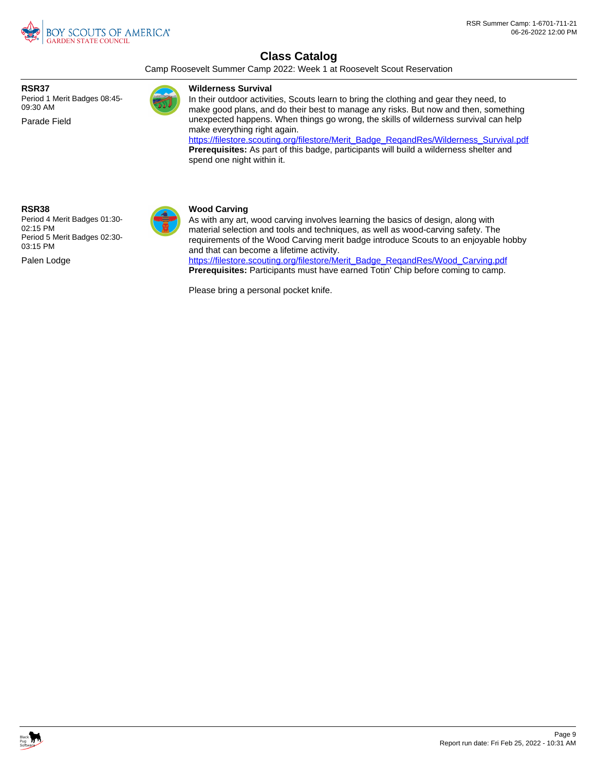## Class Catalog

Camp Roosevelt Summer Camp 2022: Week 1 at Roosevelt Scout Reservation

**RSR37**
Period 1 Merit Badges 08:45-09:30 AM

Parade Field

### Wilderness Survival

In their outdoor activities, Scouts learn to bring the clothing and gear they need, to make good plans, and do their best to manage any risks. But now and then, something unexpected happens. When things go wrong, the skills of wilderness survival can help make everything right again.
https://filestore.scouting.org/filestore/Merit_Badge_ReqandRes/Wilderness_Survival.pdf
**Prerequisites:** As part of this badge, participants will build a wilderness shelter and spend one night within it.

**RSR38**
Period 4 Merit Badges 01:30-02:15 PM
Period 5 Merit Badges 02:30-03:15 PM

Palen Lodge

### Wood Carving

As with any art, wood carving involves learning the basics of design, along with material selection and tools and techniques, as well as wood-carving safety. The requirements of the Wood Carving merit badge introduce Scouts to an enjoyable hobby and that can become a lifetime activity.
https://filestore.scouting.org/filestore/Merit_Badge_ReqandRes/Wood_Carving.pdf
**Prerequisites:** Participants must have earned Totin' Chip before coming to camp.

Please bring a personal pocket knife.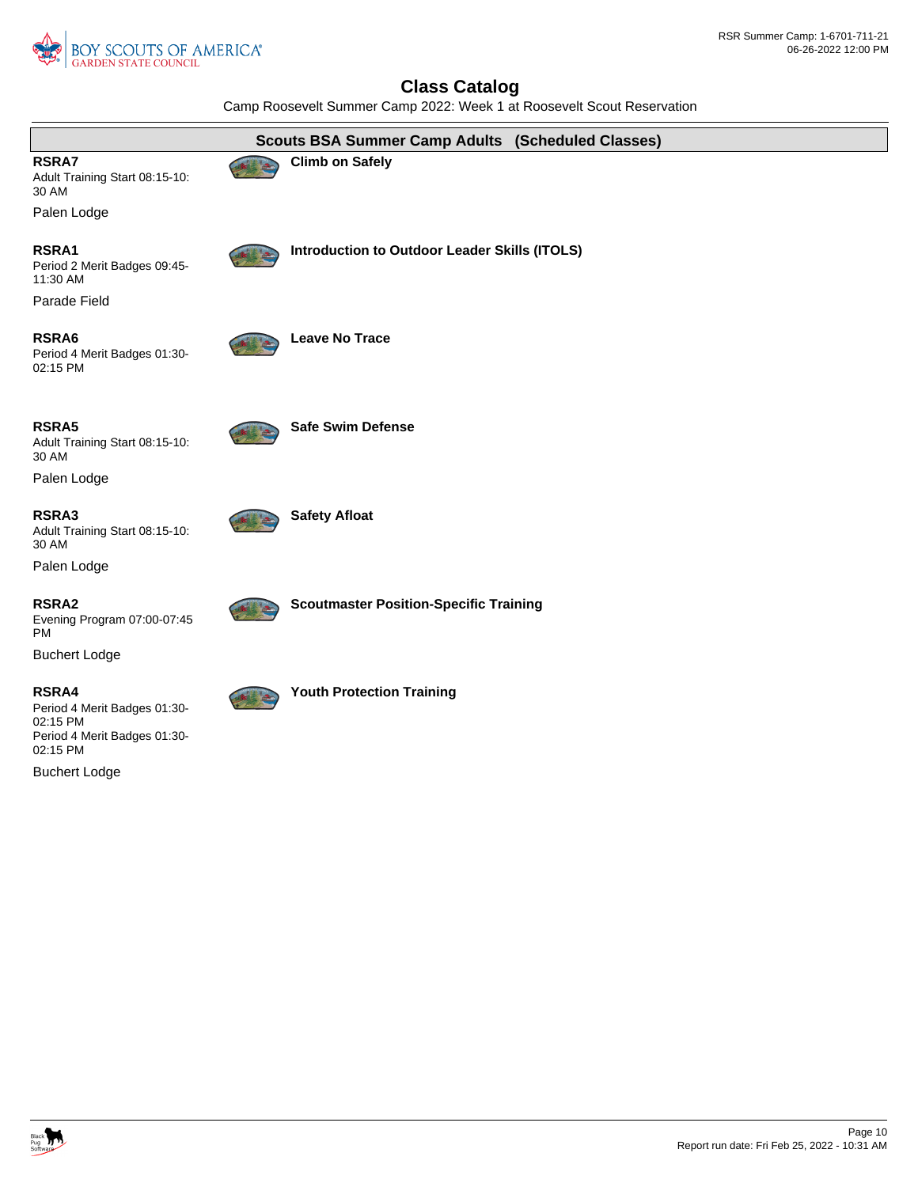## Class Catalog

Camp Roosevelt Summer Camp 2022: Week 1 at Roosevelt Scout Reservation

### Scouts BSA Summer Camp Adults (Scheduled Classes)

**RSRA7**
Adult Training Start 08:15-10:30 AM
Palen Lodge

**Climb on Safely**

**RSRA1**
Period 2 Merit Badges 09:45-11:30 AM
Parade Field

**Introduction to Outdoor Leader Skills (ITOLS)**

**RSRA6**
Period 4 Merit Badges 01:30-02:15 PM

**Leave No Trace**

**RSRA5**
Adult Training Start 08:15-10:30 AM
Palen Lodge

**Safe Swim Defense**

**RSRA3**
Adult Training Start 08:15-10:30 AM
Palen Lodge

**Safety Afloat**

**RSRA2**
Evening Program 07:00-07:45 PM
Buchert Lodge

**Scoutmaster Position-Specific Training**

**RSRA4**
Period 4 Merit Badges 01:30-02:15 PM
Period 4 Merit Badges 01:30-02:15 PM
Buchert Lodge

**Youth Protection Training**